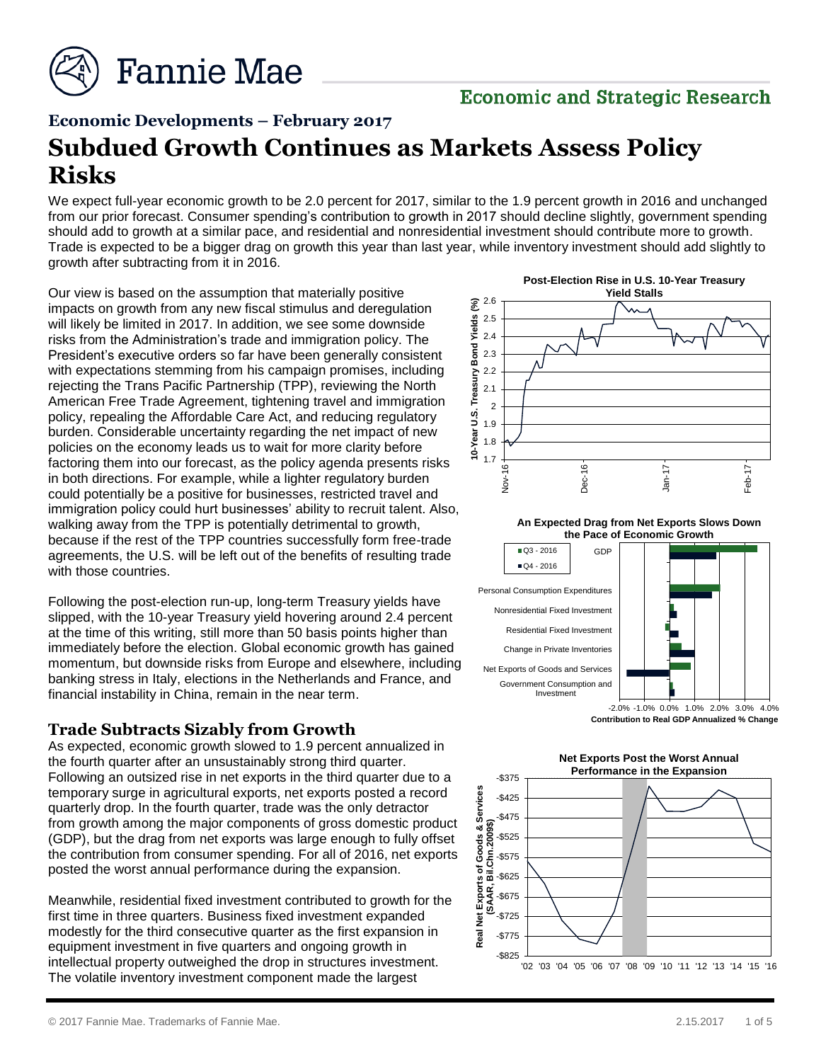Economic and Strategic Research

**Economic Developments – February 2017**

# Subdued Growth Continues as Markets Assess Policy Risks

We expect full-year economic growth to be 2.0 percent for 2017, similar to the 1.9 percent growth in 2016 and unchanged from our prior forecast. Consumer spending's contribution to growth in 2017 should decline slightly, government spending should add to growth at a similar pace, and residential and nonresidential investment should contribute more to growth. Trade is expected to be a bigger drag on growth this year than last year, while inventory investment should add slightly to growth after subtracting from it in 2016.

Our view is based on the assumption that materially positive impacts on growth from any new fiscal stimulus and deregulation will likely be limited in 2017. In addition, we see some downside risks from the Administration's trade and immigration policy. The President's executive orders so far have been generally consistent with expectations stemming from his campaign promises, including rejecting the Trans Pacific Partnership (TPP), reviewing the North American Free Trade Agreement, tightening travel and immigration policy, repealing the Affordable Care Act, and reducing regulatory burden. Considerable uncertainty regarding the net impact of new policies on the economy leads us to wait for more clarity before factoring them into our forecast, as the policy agenda presents risks in both directions. For example, while a lighter regulatory burden could potentially be a positive for businesses, restricted travel and immigration policy could hurt businesses' ability to recruit talent. Also, walking away from the TPP is potentially detrimental to growth, because if the rest of the TPP countries successfully form free-trade agreements, the U.S. will be left out of the benefits of resulting trade with those countries.

Following the post-election run-up, long-term Treasury yields have slipped, with the 10-year Treasury yield hovering around 2.4 percent at the time of this writing, still more than 50 basis points higher than immediately before the election. Global economic growth has gained momentum, but downside risks from Europe and elsewhere, including banking stress in Italy, elections in the Netherlands and France, and financial instability in China, remain in the near term.

**Post-Election Rise in U.S. 10-Year Treasury Yield Stalls**

**An Expected Drag from Net Exports Slows Down the Pace of Economic Growth**

## Trade Subtracts Sizably from Growth

As expected, economic growth slowed to 1.9 percent annualized in the fourth quarter after an unsustainably strong third quarter. Following an outsized rise in net exports in the third quarter due to a temporary surge in agricultural exports, net exports posted a record quarterly drop. In the fourth quarter, trade was the only detractor from growth among the major components of gross domestic product (GDP), but the drag from net exports was large enough to fully offset the contribution from consumer spending. For all of 2016, net exports posted the worst annual performance during the expansion.

**Net Exports Post the Worst Annual Performance in the Expansion**

Meanwhile, residential fixed investment contributed to growth for the first time in three quarters. Business fixed investment expanded modestly for the third consecutive quarter as the first expansion in equipment investment in five quarters and ongoing growth in intellectual property outweighed the drop in structures investment. The volatile inventory investment component made the largest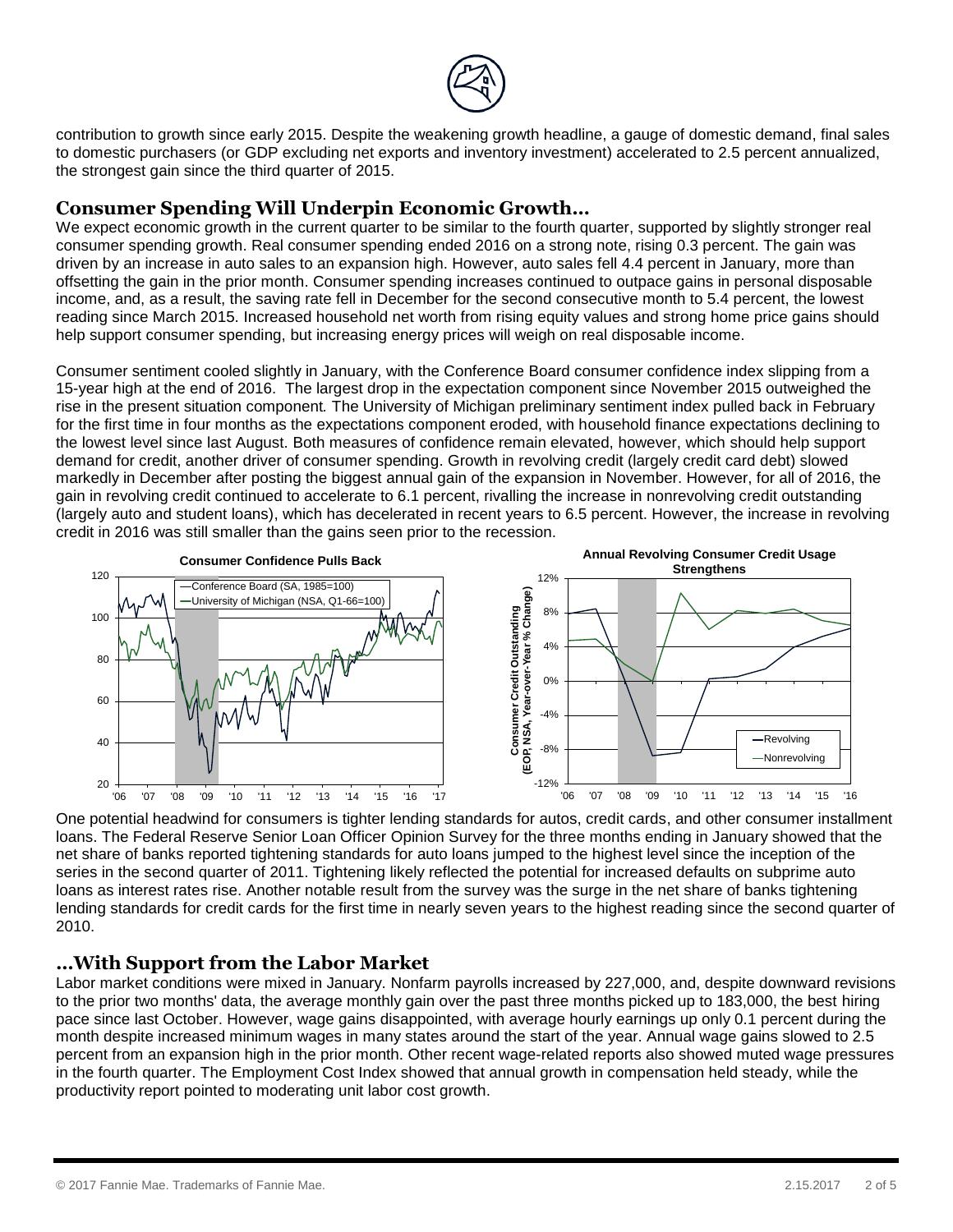contribution to growth since early 2015. Despite the weakening growth headline, a gauge of domestic demand, final sales to domestic purchasers (or GDP excluding net exports and inventory investment) accelerated to 2.5 percent annualized, the strongest gain since the third quarter of 2015.

## Consumer Spending Will Underpin Economic Growth…

We expect economic growth in the current quarter to be similar to the fourth quarter, supported by slightly stronger real consumer spending growth. Real consumer spending ended 2016 on a strong note, rising 0.3 percent. The gain was driven by an increase in auto sales to an expansion high. However, auto sales fell 4.4 percent in January, more than offsetting the gain in the prior month. Consumer spending increases continued to outpace gains in personal disposable income, and, as a result, the saving rate fell in December for the second consecutive month to 5.4 percent, the lowest reading since March 2015. Increased household net worth from rising equity values and strong home price gains should help support consumer spending, but increasing energy prices will weigh on real disposable income.

Consumer sentiment cooled slightly in January, with the Conference Board consumer confidence index slipping from a 15-year high at the end of 2016. The largest drop in the expectation component since November 2015 outweighed the rise in the present situation component. The University of Michigan preliminary sentiment index pulled back in February for the first time in four months as the expectations component eroded, with household finance expectations declining to the lowest level since last August. Both measures of confidence remain elevated, however, which should help support demand for credit, another driver of consumer spending. Growth in revolving credit (largely credit card debt) slowed markedly in December after posting the biggest annual gain of the expansion in November. However, for all of 2016, the gain in revolving credit continued to accelerate to 6.1 percent, rivalling the increase in nonrevolving credit outstanding (largely auto and student loans), which has decelerated in recent years to 6.5 percent. However, the increase in revolving credit in 2016 was still smaller than the gains seen prior to the recession.

**Consumer Confidence Pulls Back**

**Annual Revolving Consumer Credit Usage Strengthens**

One potential headwind for consumers is tighter lending standards for autos, credit cards, and other consumer installment loans. The Federal Reserve Senior Loan Officer Opinion Survey for the three months ending in January showed that the net share of banks reported tightening standards for auto loans jumped to the highest level since the inception of the series in the second quarter of 2011. Tightening likely reflected the potential for increased defaults on subprime auto loans as interest rates rise. Another notable result from the survey was the surge in the net share of banks tightening lending standards for credit cards for the first time in nearly seven years to the highest reading since the second quarter of 2010.

## …With Support from the Labor Market

Labor market conditions were mixed in January. Nonfarm payrolls increased by 227,000, and, despite downward revisions to the prior two months' data, the average monthly gain over the past three months picked up to 183,000, the best hiring pace since last October. However, wage gains disappointed, with average hourly earnings up only 0.1 percent during the month despite increased minimum wages in many states around the start of the year. Annual wage gains slowed to 2.5 percent from an expansion high in the prior month. Other recent wage-related reports also showed muted wage pressures in the fourth quarter. The Employment Cost Index showed that annual growth in compensation held steady, while the productivity report pointed to moderating unit labor cost growth.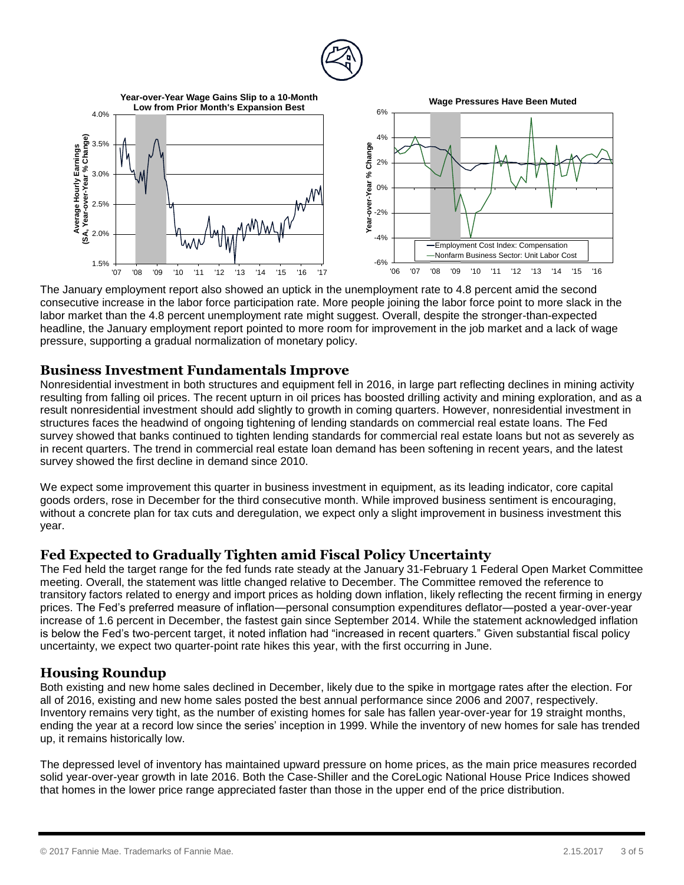**Year-over-Year Wage Gains Slip to a 10-Month Low from Prior Month's Expansion Best**

**Wage Pressures Have Been Muted**

The January employment report also showed an uptick in the unemployment rate to 4.8 percent amid the second consecutive increase in the labor force participation rate. More people joining the labor force point to more slack in the labor market than the 4.8 percent unemployment rate might suggest. Overall, despite the stronger-than-expected headline, the January employment report pointed to more room for improvement in the job market and a lack of wage pressure, supporting a gradual normalization of monetary policy.

## Business Investment Fundamentals Improve

Nonresidential investment in both structures and equipment fell in 2016, in large part reflecting declines in mining activity resulting from falling oil prices. The recent upturn in oil prices has boosted drilling activity and mining exploration, and as a result nonresidential investment should add slightly to growth in coming quarters. However, nonresidential investment in structures faces the headwind of ongoing tightening of lending standards on commercial real estate loans. The Fed survey showed that banks continued to tighten lending standards for commercial real estate loans but not as severely as in recent quarters. The trend in commercial real estate loan demand has been softening in recent years, and the latest survey showed the first decline in demand since 2010.

We expect some improvement this quarter in business investment in equipment, as its leading indicator, core capital goods orders, rose in December for the third consecutive month. While improved business sentiment is encouraging, without a concrete plan for tax cuts and deregulation, we expect only a slight improvement in business investment this year.

## Fed Expected to Gradually Tighten amid Fiscal Policy Uncertainty

The Fed held the target range for the fed funds rate steady at the January 31-February 1 Federal Open Market Committee meeting. Overall, the statement was little changed relative to December. The Committee removed the reference to transitory factors related to energy and import prices as holding down inflation, likely reflecting the recent firming in energy prices. The Fed's preferred measure of inflation—personal consumption expenditures deflator—posted a year-over-year increase of 1.6 percent in December, the fastest gain since September 2014. While the statement acknowledged inflation is below the Fed's two-percent target, it noted inflation had "increased in recent quarters." Given substantial fiscal policy uncertainty, we expect two quarter-point rate hikes this year, with the first occurring in June.

## Housing Roundup

Both existing and new home sales declined in December, likely due to the spike in mortgage rates after the election. For all of 2016, existing and new home sales posted the best annual performance since 2006 and 2007, respectively. Inventory remains very tight, as the number of existing homes for sale has fallen year-over-year for 19 straight months, ending the year at a record low since the series' inception in 1999. While the inventory of new homes for sale has trended up, it remains historically low.

The depressed level of inventory has maintained upward pressure on home prices, as the main price measures recorded solid year-over-year growth in late 2016. Both the Case-Shiller and the CoreLogic National House Price Indices showed that homes in the lower price range appreciated faster than those in the upper end of the price distribution.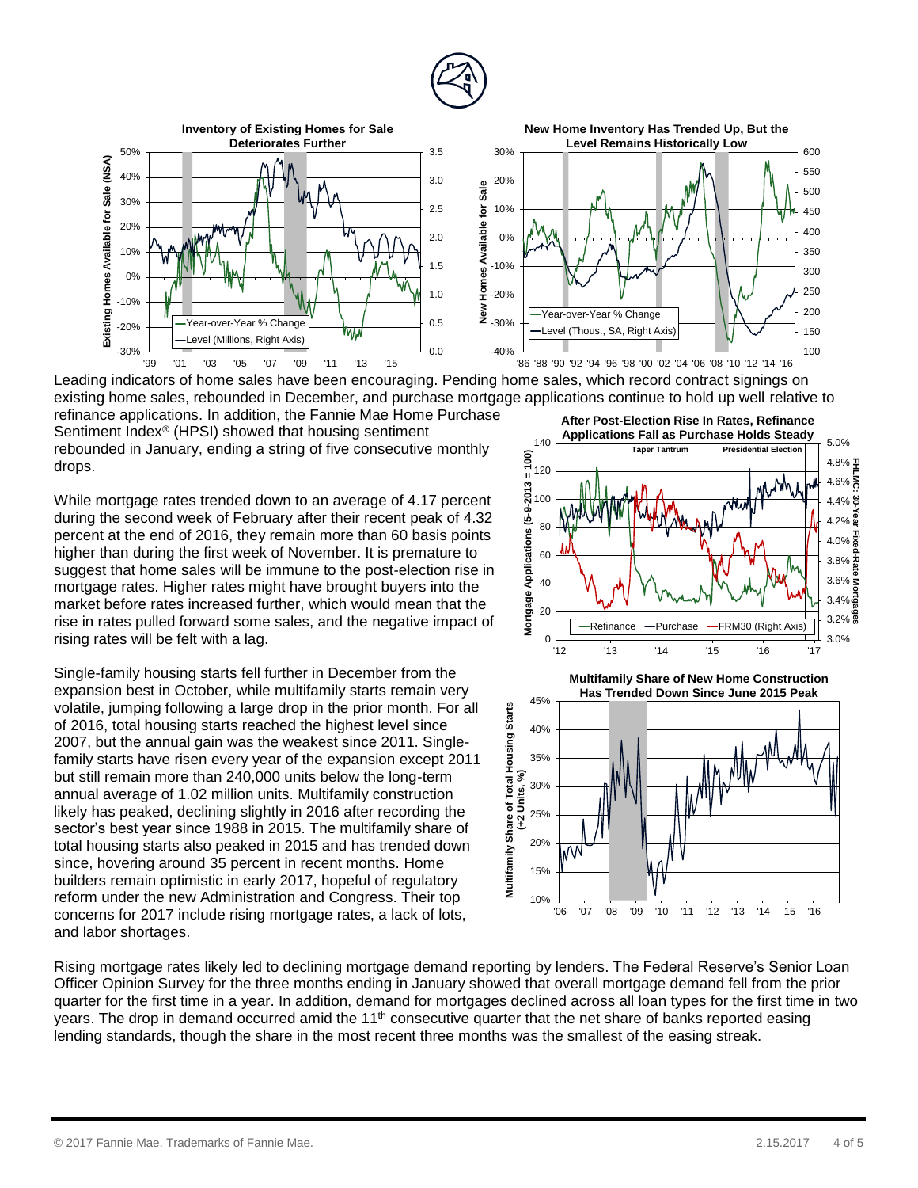**Inventory of Existing Homes for Sale Deteriorates Further**

**New Home Inventory Has Trended Up, But the Level Remains Historically Low**

Leading indicators of home sales have been encouraging. Pending home sales, which record contract signings on existing home sales, rebounded in December, and purchase mortgage applications continue to hold up well relative to refinance applications. In addition, the Fannie Mae Home Purchase Sentiment Index® (HPSI) showed that housing sentiment rebounded in January, ending a string of five consecutive monthly drops.

**After Post-Election Rise In Rates, Refinance Applications Fall as Purchase Holds Steady**

While mortgage rates trended down to an average of 4.17 percent during the second week of February after their recent peak of 4.32 percent at the end of 2016, they remain more than 60 basis points higher than during the first week of November. It is premature to suggest that home sales will be immune to the post-election rise in mortgage rates. Higher rates might have brought buyers into the market before rates increased further, which would mean that the rise in rates pulled forward some sales, and the negative impact of rising rates will be felt with a lag.

**Multifamily Share of New Home Construction Has Trended Down Since June 2015 Peak**

Single-family housing starts fell further in December from the expansion best in October, while multifamily starts remain very volatile, jumping following a large drop in the prior month. For all of 2016, total housing starts reached the highest level since 2007, but the annual gain was the weakest since 2011. Single-family starts have risen every year of the expansion except 2011 but still remain more than 240,000 units below the long-term annual average of 1.02 million units. Multifamily construction likely has peaked, declining slightly in 2016 after recording the sector's best year since 1988 in 2015. The multifamily share of total housing starts also peaked in 2015 and has trended down since, hovering around 35 percent in recent months. Home builders remain optimistic in early 2017, hopeful of regulatory reform under the new Administration and Congress. Their top concerns for 2017 include rising mortgage rates, a lack of lots, and labor shortages.

Rising mortgage rates likely led to declining mortgage demand reporting by lenders. The Federal Reserve's Senior Loan Officer Opinion Survey for the three months ending in January showed that overall mortgage demand fell from the prior quarter for the first time in a year. In addition, demand for mortgages declined across all loan types for the first time in two years. The drop in demand occurred amid the 11th consecutive quarter that the net share of banks reported easing lending standards, though the share in the most recent three months was the smallest of the easing streak.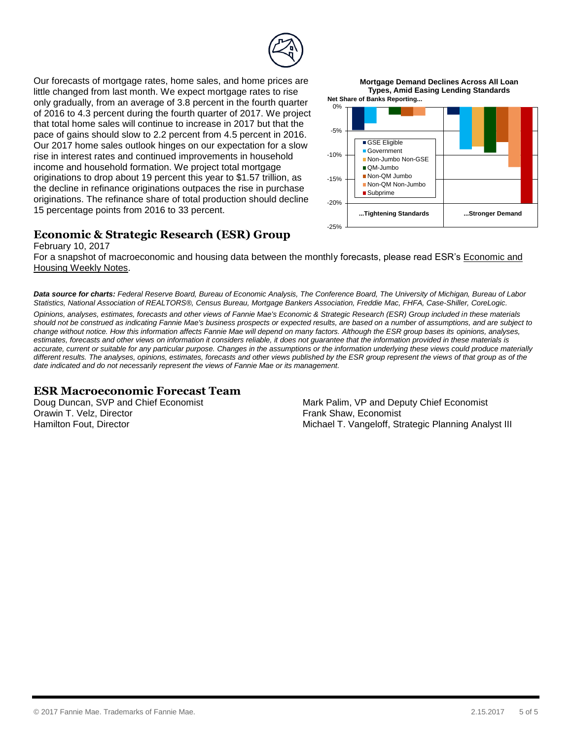Our forecasts of mortgage rates, home sales, and home prices are little changed from last month. We expect mortgage rates to rise only gradually, from an average of 3.8 percent in the fourth quarter of 2016 to 4.3 percent during the fourth quarter of 2017. We project that total home sales will continue to increase in 2017 but that the pace of gains should slow to 2.2 percent from 4.5 percent in 2016. Our 2017 home sales outlook hinges on our expectation for a slow rise in interest rates and continued improvements in household income and household formation. We project total mortgage originations to drop about 19 percent this year to $1.57 trillion, as the decline in refinance originations outpaces the rise in purchase originations. The refinance share of total production should decline 15 percentage points from 2016 to 33 percent.

**Mortgage Demand Declines Across All Loan Types, Amid Easing Lending Standards**

**Net Share of Banks Reporting...**

0%
-5%
-10%
-15%
-20%
-25%

GSE Eligible
Government
Non-Jumbo Non-GSE
QM-Jumbo
Non-QM Jumbo
Non-QM Non-Jumbo
Subprime

**...Tightening Standards**
**...Stronger Demand**

## Economic & Strategic Research (ESR) Group

February 10, 2017

For a snapshot of macroeconomic and housing data between the monthly forecasts, please read ESR's Economic and Housing Weekly Notes.

***Data source for charts:*** *Federal Reserve Board, Bureau of Economic Analysis, The Conference Board, The University of Michigan, Bureau of Labor Statistics, National Association of REALTORS®, Census Bureau, Mortgage Bankers Association, Freddie Mac, FHFA, Case-Shiller, CoreLogic.*

*Opinions, analyses, estimates, forecasts and other views of Fannie Mae's Economic & Strategic Research (ESR) Group included in these materials should not be construed as indicating Fannie Mae's business prospects or expected results, are based on a number of assumptions, and are subject to change without notice. How this information affects Fannie Mae will depend on many factors. Although the ESR group bases its opinions, analyses, estimates, forecasts and other views on information it considers reliable, it does not guarantee that the information provided in these materials is accurate, current or suitable for any particular purpose. Changes in the assumptions or the information underlying these views could produce materially different results. The analyses, opinions, estimates, forecasts and other views published by the ESR group represent the views of that group as of the date indicated and do not necessarily represent the views of Fannie Mae or its management.*

## ESR Macroeconomic Forecast Team

Doug Duncan, SVP and Chief Economist
Orawin T. Velz, Director
Hamilton Fout, Director
Mark Palim, VP and Deputy Chief Economist
Frank Shaw, Economist
Michael T. Vangeloff, Strategic Planning Analyst III

© 2017 Fannie Mae. Trademarks of Fannie Mae.